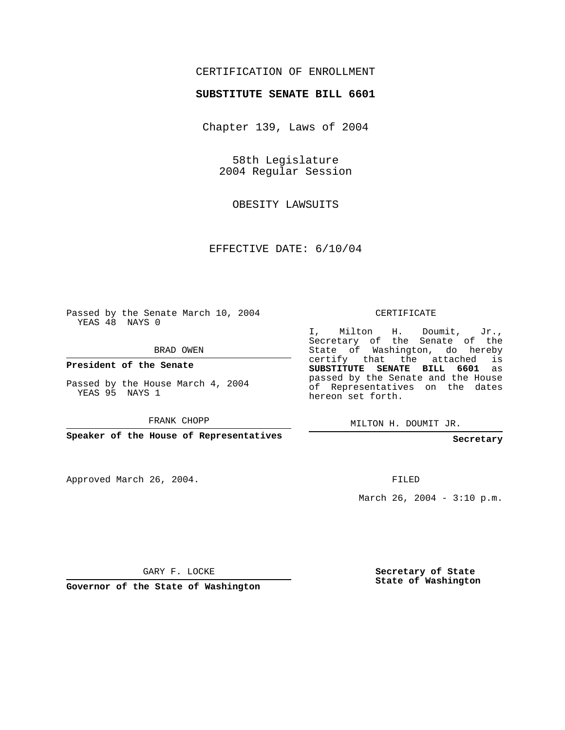CERTIFICATION OF ENROLLMENT

**SUBSTITUTE SENATE BILL 6601**

Chapter 139, Laws of 2004

58th Legislature
2004 Regular Session

OBESITY LAWSUITS

EFFECTIVE DATE: 6/10/04

Passed by the Senate March 10, 2004
YEAS 48 NAYS 0

BRAD OWEN

**President of the Senate**

Passed by the House March 4, 2004
YEAS 95 NAYS 1

FRANK CHOPP

**Speaker of the House of Representatives**

CERTIFICATE

I, Milton H. Doumit, Jr., Secretary of the Senate of the State of Washington, do hereby certify that the attached is **SUBSTITUTE SENATE BILL 6601** as passed by the Senate and the House of Representatives on the dates hereon set forth.

MILTON H. DOUMIT JR.

**Secretary**

Approved March 26, 2004.

FILED

March 26, 2004 - 3:10 p.m.

GARY F. LOCKE

**Governor of the State of Washington**

**Secretary of State**
**State of Washington**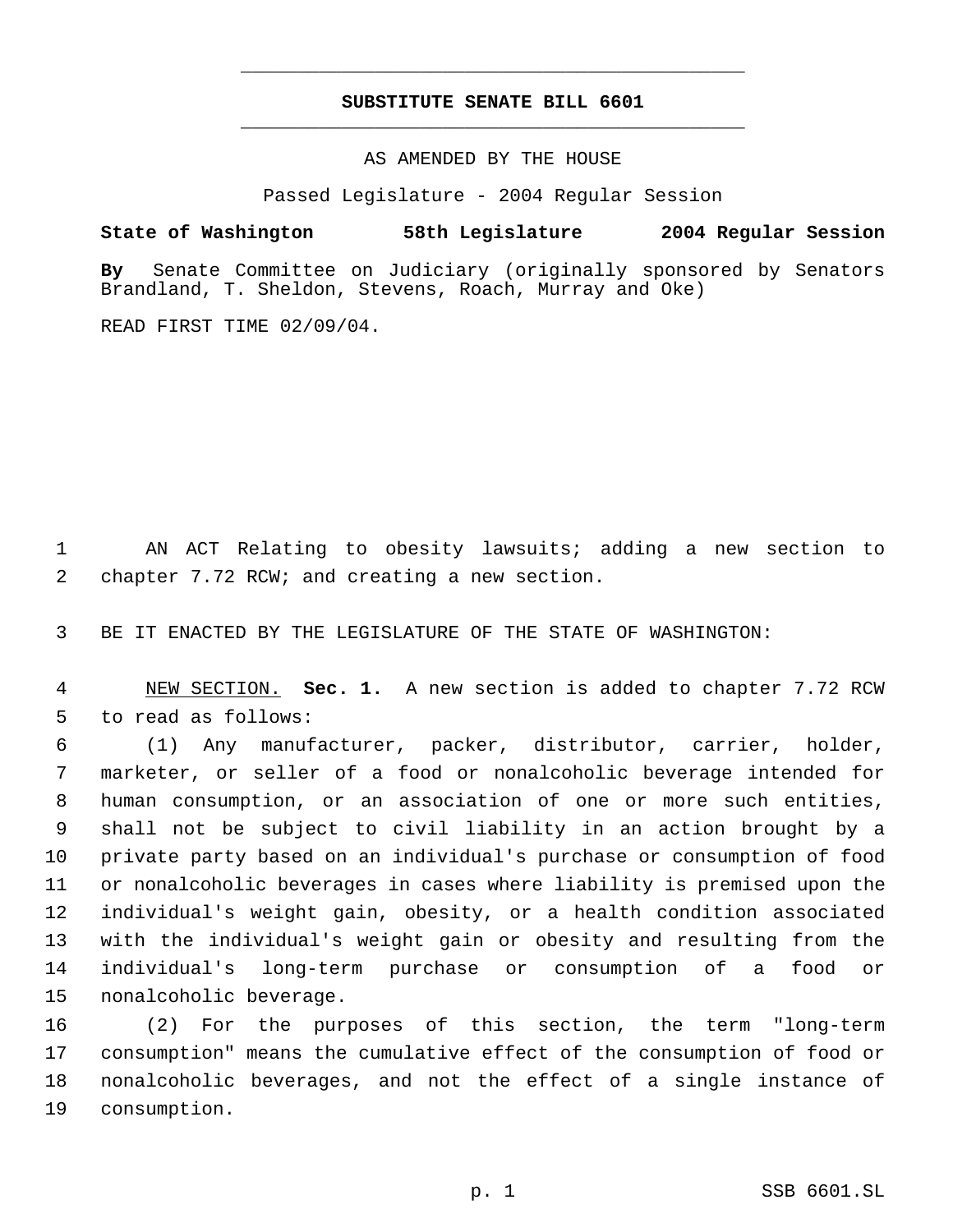# SUBSTITUTE SENATE BILL 6601

AS AMENDED BY THE HOUSE

Passed Legislature - 2004 Regular Session

**State of Washington 58th Legislature 2004 Regular Session**

**By** Senate Committee on Judiciary (originally sponsored by Senators Brandland, T. Sheldon, Stevens, Roach, Murray and Oke)

READ FIRST TIME 02/09/04.

1 AN ACT Relating to obesity lawsuits; adding a new section to
2 chapter 7.72 RCW; and creating a new section.

3 BE IT ENACTED BY THE LEGISLATURE OF THE STATE OF WASHINGTON:

4 NEW SECTION. **Sec. 1.** A new section is added to chapter 7.72 RCW
5 to read as follows:

6 (1) Any manufacturer, packer, distributor, carrier, holder,
7 marketer, or seller of a food or nonalcoholic beverage intended for
8 human consumption, or an association of one or more such entities,
9 shall not be subject to civil liability in an action brought by a
10 private party based on an individual's purchase or consumption of food
11 or nonalcoholic beverages in cases where liability is premised upon the
12 individual's weight gain, obesity, or a health condition associated
13 with the individual's weight gain or obesity and resulting from the
14 individual's long-term purchase or consumption of a food or
15 nonalcoholic beverage.

16 (2) For the purposes of this section, the term "long-term
17 consumption" means the cumulative effect of the consumption of food or
18 nonalcoholic beverages, and not the effect of a single instance of
19 consumption.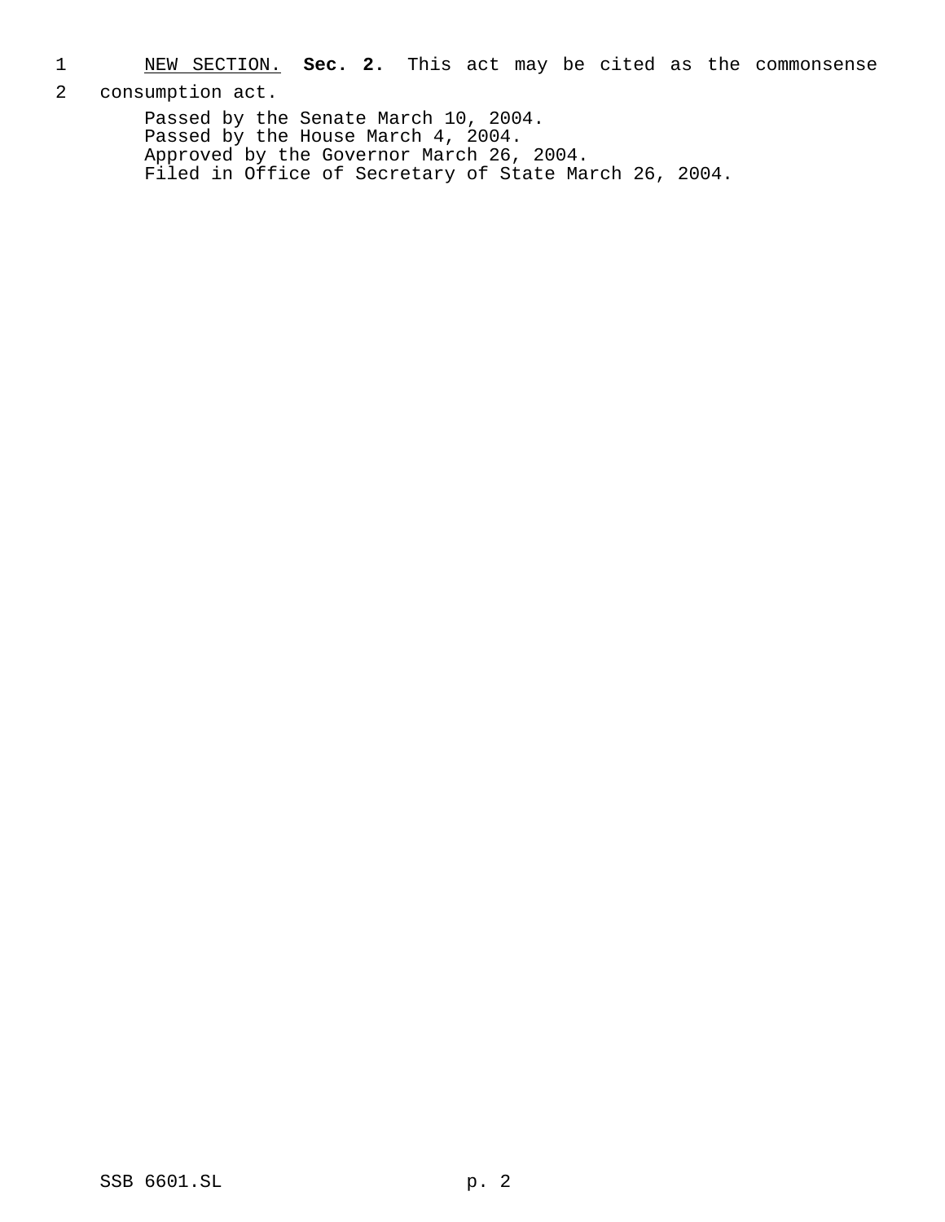NEW SECTION. **Sec. 2.** This act may be cited as the commonsense consumption act.

Passed by the Senate March 10, 2004.
Passed by the House March 4, 2004.
Approved by the Governor March 26, 2004.
Filed in Office of Secretary of State March 26, 2004.